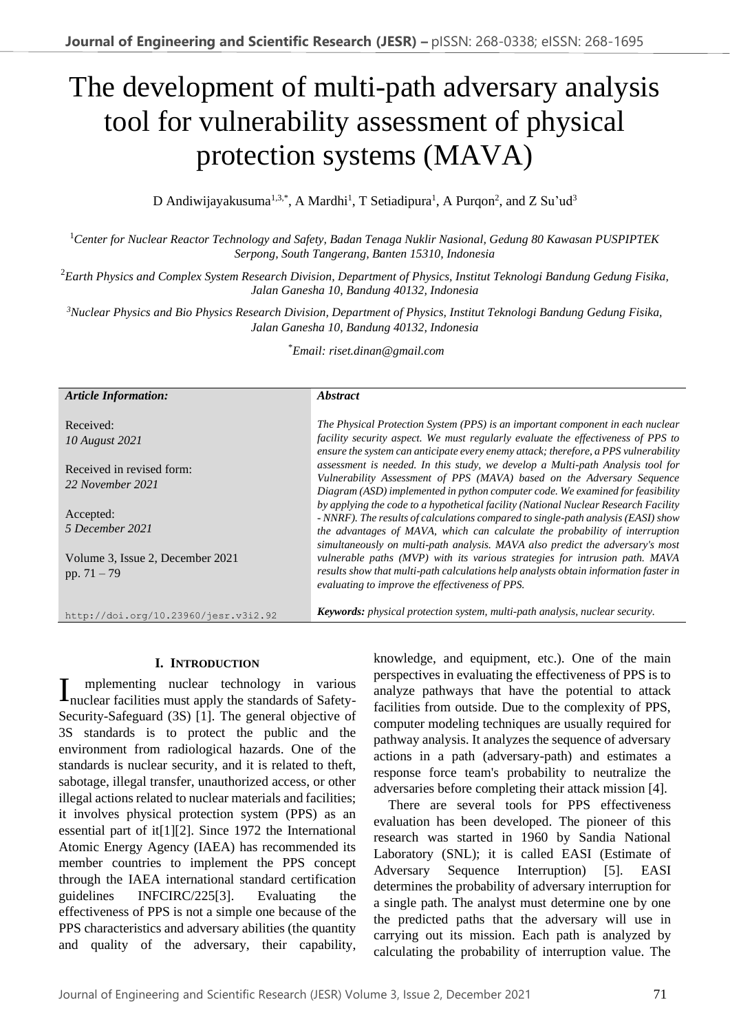# The development of multi-path adversary analysis tool for vulnerability assessment of physical protection systems (MAVA)

D Andiwijayakusuma[1,3,*], A Mardhi[1], T Setiadipura[1], A Purqon[2], and Z Su'ud[3]

[1]*Center for Nuclear Reactor Technology and Safety, Badan Tenaga Nuklir Nasional, Gedung 80 Kawasan PUSPIPTEK Serpong, South Tangerang, Banten 15310, Indonesia*

[2]*Earth Physics and Complex System Research Division, Department of Physics, Institut Teknologi Bandung Gedung Fisika, Jalan Ganesha 10, Bandung 40132, Indonesia*

[3]*Nuclear Physics and Bio Physics Research Division, Department of Physics, Institut Teknologi Bandung Gedung Fisika, Jalan Ganesha 10, Bandung 40132, Indonesia*

[*]*Email: riset.dinan@gmail.com*

| *Article Information:* | *Abstract* |
|---|---|
| Received: *10 August 2021*<br><br>Received in revised form: *22 November 2021*<br><br>Accepted: *5 December 2021*<br><br>Volume 3, Issue 2, December 2021<br>pp. 71 – 79<br><br>http://doi.org/10.23960/jesr.v3i2.92 | *The Physical Protection System (PPS) is an important component in each nuclear facility security aspect. We must regularly evaluate the effectiveness of PPS to ensure the system can anticipate every enemy attack; therefore, a PPS vulnerability assessment is needed. In this study, we develop a Multi-path Analysis tool for Vulnerability Assessment of PPS (MAVA) based on the Adversary Sequence Diagram (ASD) implemented in python computer code. We examined for feasibility by applying the code to a hypothetical facility (National Nuclear Research Facility - NNRF). The results of calculations compared to single-path analysis (EASI) show the advantages of MAVA, which can calculate the probability of interruption simultaneously on multi-path analysis. MAVA also predict the adversary's most vulnerable paths (MVP) with its various strategies for intrusion path. MAVA results show that multi-path calculations help analysts obtain information faster in evaluating to improve the effectiveness of PPS.*<br><br>***Keywords:*** *physical protection system, multi-path analysis, nuclear security.* |

## I. Introduction

Implementing nuclear technology in various nuclear facilities must apply the standards of Safety-Security-Safeguard (3S) [1]. The general objective of 3S standards is to protect the public and the environment from radiological hazards. One of the standards is nuclear security, and it is related to theft, sabotage, illegal transfer, unauthorized access, or other illegal actions related to nuclear materials and facilities; it involves physical protection system (PPS) as an essential part of it[1][2]. Since 1972 the International Atomic Energy Agency (IAEA) has recommended its member countries to implement the PPS concept through the IAEA international standard certification guidelines INFCIRC/225[3]. Evaluating the effectiveness of PPS is not a simple one because of the PPS characteristics and adversary abilities (the quantity and quality of the adversary, their capability, knowledge, and equipment, etc.). One of the main perspectives in evaluating the effectiveness of PPS is to analyze pathways that have the potential to attack facilities from outside. Due to the complexity of PPS, computer modeling techniques are usually required for pathway analysis. It analyzes the sequence of adversary actions in a path (adversary-path) and estimates a response force team's probability to neutralize the adversaries before completing their attack mission [4].

There are several tools for PPS effectiveness evaluation has been developed. The pioneer of this research was started in 1960 by Sandia National Laboratory (SNL); it is called EASI (Estimate of Adversary Sequence Interruption) [5]. EASI determines the probability of adversary interruption for a single path. The analyst must determine one by one the predicted paths that the adversary will use in carrying out its mission. Each path is analyzed by calculating the probability of interruption value. The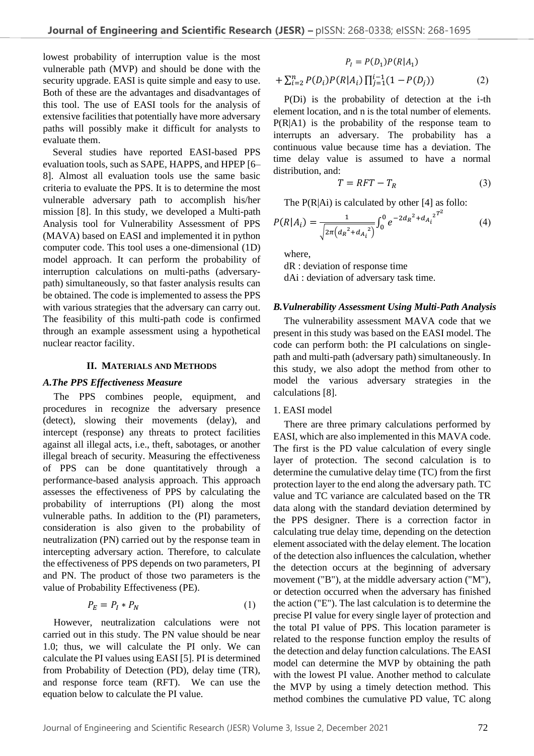lowest probability of interruption value is the most vulnerable path (MVP) and should be done with the security upgrade. EASI is quite simple and easy to use. Both of these are the advantages and disadvantages of this tool. The use of EASI tools for the analysis of extensive facilities that potentially have more adversary paths will possibly make it difficult for analysts to evaluate them.

Several studies have reported EASI-based PPS evaluation tools, such as SAPE, HAPPS, and HPEP [6–8]. Almost all evaluation tools use the same basic criteria to evaluate the PPS. It is to determine the most vulnerable adversary path to accomplish his/her mission [8]. In this study, we developed a Multi-path Analysis tool for Vulnerability Assessment of PPS (MAVA) based on EASI and implemented it in python computer code. This tool uses a one-dimensional (1D) model approach. It can perform the probability of interruption calculations on multi-paths (adversary-path) simultaneously, so that faster analysis results can be obtained. The code is implemented to assess the PPS with various strategies that the adversary can carry out. The feasibility of this multi-path code is confirmed through an example assessment using a hypothetical nuclear reactor facility.

## II. Materials and Methods

### A. The PPS Effectiveness Measure

The PPS combines people, equipment, and procedures in recognize the adversary presence (detect), slowing their movements (delay), and intercept (response) any threats to protect facilities against all illegal acts, i.e., theft, sabotages, or another illegal breach of security. Measuring the effectiveness of PPS can be done quantitatively through a performance-based analysis approach. This approach assesses the effectiveness of PPS by calculating the probability of interruptions (PI) along the most vulnerable paths. In addition to the (PI) parameters, consideration is also given to the probability of neutralization (PN) carried out by the response team in intercepting adversary action. Therefore, to calculate the effectiveness of PPS depends on two parameters, PI and PN. The product of those two parameters is the value of Probability Effectiveness (PE).

$$P_E = P_I * P_N \tag{1}$$

However, neutralization calculations were not carried out in this study. The PN value should be near 1.0; thus, we will calculate the PI only. We can calculate the PI values using EASI [5]. PI is determined from Probability of Detection (PD), delay time (TR), and response force team (RFT). We can use the equation below to calculate the PI value.

$$P_I = P(D_1)P(R|A_1) + \sum_{i=2}^{n} P(D_i)P(R|A_i)\prod_{j=1}^{i-1}(1 - P(D_j)) \tag{2}$$

P(Di) is the probability of detection at the i-th element location, and n is the total number of elements. P(R|A1) is the probability of the response team to interrupts an adversary. The probability has a continuous value because time has a deviation. The time delay value is assumed to have a normal distribution, and:

$$T = RFT - T_R \tag{3}$$

The P(R|Ai) is calculated by other [4] as follo:

$$P(R|A_i) = \frac{1}{\sqrt{2\pi\left(d_R{}^2 + d_{A_i}{}^2\right)}}\int_0^0 e^{-2d_R{}^2 + d_{A_i}{}^{2^{T^2}}} \tag{4}$$

where,

dR : deviation of response time

dAi : deviation of adversary task time.

### B. Vulnerability Assessment Using Multi-Path Analysis

The vulnerability assessment MAVA code that we present in this study was based on the EASI model. The code can perform both: the PI calculations on single-path and multi-path (adversary path) simultaneously. In this study, we also adopt the method from other to model the various adversary strategies in the calculations [8].

1. EASI model

There are three primary calculations performed by EASI, which are also implemented in this MAVA code. The first is the PD value calculation of every single layer of protection. The second calculation is to determine the cumulative delay time (TC) from the first protection layer to the end along the adversary path. TC value and TC variance are calculated based on the TR data along with the standard deviation determined by the PPS designer. There is a correction factor in calculating true delay time, depending on the detection element associated with the delay element. The location of the detection also influences the calculation, whether the detection occurs at the beginning of adversary movement ("B"), at the middle adversary action ("M"), or detection occurred when the adversary has finished the action ("E"). The last calculation is to determine the precise PI value for every single layer of protection and the total PI value of PPS. This location parameter is related to the response function employ the results of the detection and delay function calculations. The EASI model can determine the MVP by obtaining the path with the lowest PI value. Another method to calculate the MVP by using a timely detection method. This method combines the cumulative PD value, TC along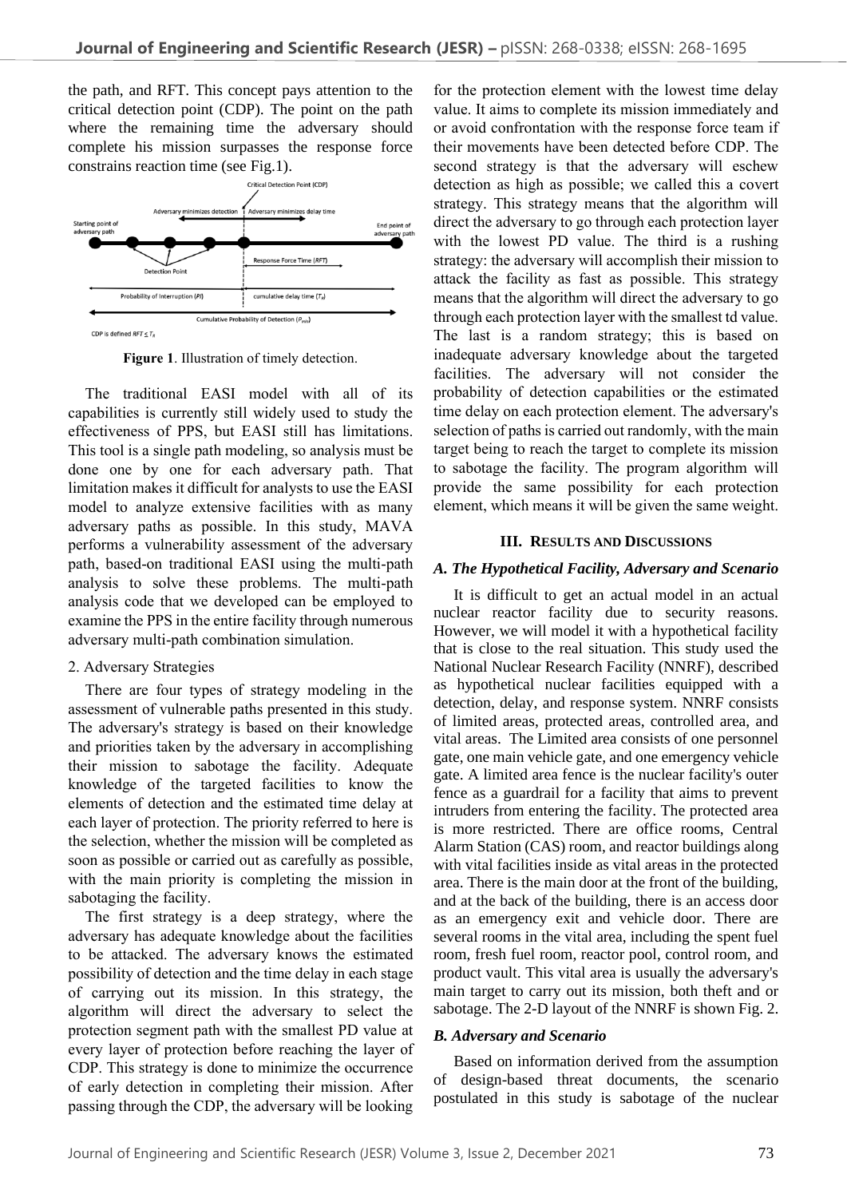the path, and RFT. This concept pays attention to the critical detection point (CDP). The point on the path where the remaining time the adversary should complete his mission surpasses the response force constrains reaction time (see Fig.1).

**Figure 1**. Illustration of timely detection.

The traditional EASI model with all of its capabilities is currently still widely used to study the effectiveness of PPS, but EASI still has limitations. This tool is a single path modeling, so analysis must be done one by one for each adversary path. That limitation makes it difficult for analysts to use the EASI model to analyze extensive facilities with as many adversary paths as possible. In this study, MAVA performs a vulnerability assessment of the adversary path, based-on traditional EASI using the multi-path analysis to solve these problems. The multi-path analysis code that we developed can be employed to examine the PPS in the entire facility through numerous adversary multi-path combination simulation.

2. Adversary Strategies

There are four types of strategy modeling in the assessment of vulnerable paths presented in this study. The adversary's strategy is based on their knowledge and priorities taken by the adversary in accomplishing their mission to sabotage the facility. Adequate knowledge of the targeted facilities to know the elements of detection and the estimated time delay at each layer of protection. The priority referred to here is the selection, whether the mission will be completed as soon as possible or carried out as carefully as possible, with the main priority is completing the mission in sabotaging the facility.

The first strategy is a deep strategy, where the adversary has adequate knowledge about the facilities to be attacked. The adversary knows the estimated possibility of detection and the time delay in each stage of carrying out its mission. In this strategy, the algorithm will direct the adversary to select the protection segment path with the smallest PD value at every layer of protection before reaching the layer of CDP. This strategy is done to minimize the occurrence of early detection in completing their mission. After passing through the CDP, the adversary will be looking for the protection element with the lowest time delay value. It aims to complete its mission immediately and or avoid confrontation with the response force team if their movements have been detected before CDP. The second strategy is that the adversary will eschew detection as high as possible; we called this a covert strategy. This strategy means that the algorithm will direct the adversary to go through each protection layer with the lowest PD value. The third is a rushing strategy: the adversary will accomplish their mission to attack the facility as fast as possible. This strategy means that the algorithm will direct the adversary to go through each protection layer with the smallest td value. The last is a random strategy; this is based on inadequate adversary knowledge about the targeted facilities. The adversary will not consider the probability of detection capabilities or the estimated time delay on each protection element. The adversary's selection of paths is carried out randomly, with the main target being to reach the target to complete its mission to sabotage the facility. The program algorithm will provide the same possibility for each protection element, which means it will be given the same weight.

## III. Results and Discussions

### *A. The Hypothetical Facility, Adversary and Scenario*

It is difficult to get an actual model in an actual nuclear reactor facility due to security reasons. However, we will model it with a hypothetical facility that is close to the real situation. This study used the National Nuclear Research Facility (NNRF), described as hypothetical nuclear facilities equipped with a detection, delay, and response system. NNRF consists of limited areas, protected areas, controlled area, and vital areas. The Limited area consists of one personnel gate, one main vehicle gate, and one emergency vehicle gate. A limited area fence is the nuclear facility's outer fence as a guardrail for a facility that aims to prevent intruders from entering the facility. The protected area is more restricted. There are office rooms, Central Alarm Station (CAS) room, and reactor buildings along with vital facilities inside as vital areas in the protected area. There is the main door at the front of the building, and at the back of the building, there is an access door as an emergency exit and vehicle door. There are several rooms in the vital area, including the spent fuel room, fresh fuel room, reactor pool, control room, and product vault. This vital area is usually the adversary's main target to carry out its mission, both theft and or sabotage. The 2-D layout of the NNRF is shown Fig. 2.

### *B. Adversary and Scenario*

Based on information derived from the assumption of design-based threat documents, the scenario postulated in this study is sabotage of the nuclear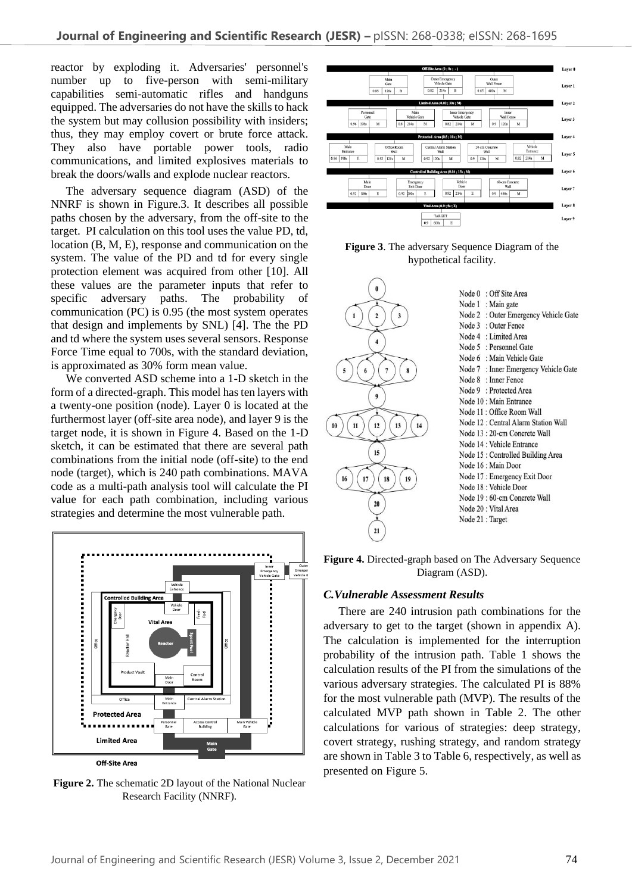reactor by exploding it. Adversaries' personnel's number up to five-person with semi-military capabilities semi-automatic rifles and handguns equipped. The adversaries do not have the skills to hack the system but may collusion possibility with insiders; thus, they may employ covert or brute force attack. They also have portable power tools, radio communications, and limited explosives materials to break the doors/walls and explode nuclear reactors.

The adversary sequence diagram (ASD) of the NNRF is shown in Figure.3. It describes all possible paths chosen by the adversary, from the off-site to the target. PI calculation on this tool uses the value PD, td, location (B, M, E), response and communication on the system. The value of the PD and td for every single protection element was acquired from other [10]. All these values are the parameter inputs that refer to specific adversary paths. The probability of communication (PC) is 0.95 (the most system operates that design and implements by SNL) [4]. The the PD and td where the system uses several sensors. Response Force Time equal to 700s, with the standard deviation, is approximated as 30% form mean value.

We converted ASD scheme into a 1-D sketch in the form of a directed-graph. This model has ten layers with a twenty-one position (node). Layer 0 is located at the furthermost layer (off-site area node), and layer 9 is the target node, it is shown in Figure 4. Based on the 1-D sketch, it can be estimated that there are several path combinations from the initial node (off-site) to the end node (target), which is 240 path combinations. MAVA code as a multi-path analysis tool will calculate the PI value for each path combination, including various strategies and determine the most vulnerable path.

**Figure 2.** The schematic 2D layout of the National Nuclear Research Facility (NNRF).

**Figure 3**. The adversary Sequence Diagram of the hypothetical facility.

**Figure 4.** Directed-graph based on The Adversary Sequence Diagram (ASD).

### *C.Vulnerable Assessment Results*

There are 240 intrusion path combinations for the adversary to get to the target (shown in appendix A). The calculation is implemented for the interruption probability of the intrusion path. Table 1 shows the calculation results of the PI from the simulations of the various adversary strategies. The calculated PI is 88% for the most vulnerable path (MVP). The results of the calculated MVP path shown in Table 2. The other calculations for various of strategies: deep strategy, covert strategy, rushing strategy, and random strategy are shown in Table 3 to Table 6, respectively, as well as presented on Figure 5.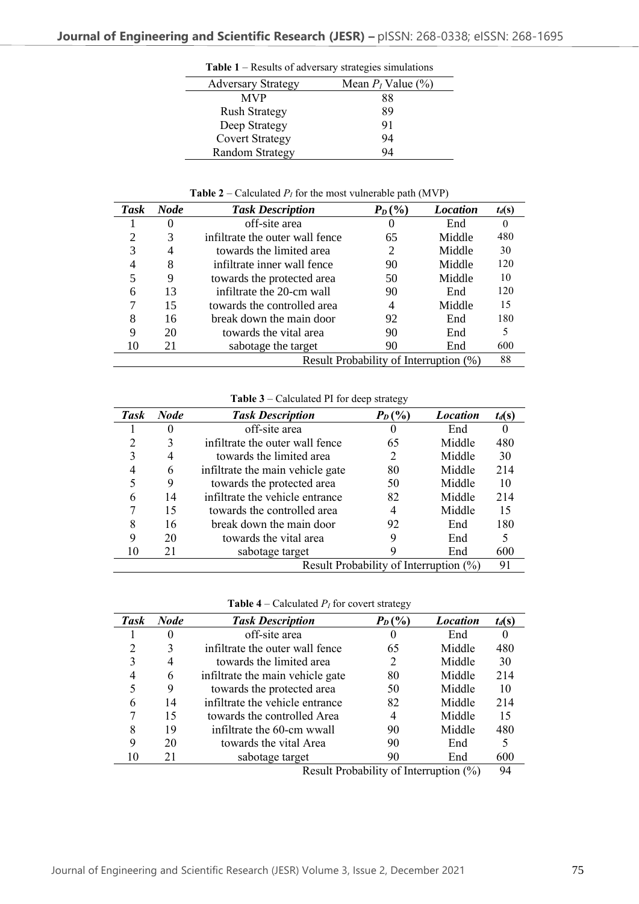**Table 1** – Results of adversary strategies simulations

| Adversary Strategy | Mean $P_I$ Value (%) |
|---|---|
| MVP | 88 |
| Rush Strategy | 89 |
| Deep Strategy | 91 |
| Covert Strategy | 94 |
| Random Strategy | 94 |

**Table 2** – Calculated $P_I$ for the most vulnerable path (MVP)

| *Task* | *Node* | *Task Description* | $P_D$ (%) | *Location* | $t_d$(s) |
|---|---|---|---|---|---|
| 1 | 0 | off-site area | 0 | End | 0 |
| 2 | 3 | infiltrate the outer wall fence | 65 | Middle | 480 |
| 3 | 4 | towards the limited area | 2 | Middle | 30 |
| 4 | 8 | infiltrate inner wall fence | 90 | Middle | 120 |
| 5 | 9 | towards the protected area | 50 | Middle | 10 |
| 6 | 13 | infiltrate the 20-cm wall | 90 | End | 120 |
| 7 | 15 | towards the controlled area | 4 | Middle | 15 |
| 8 | 16 | break down the main door | 92 | End | 180 |
| 9 | 20 | towards the vital area | 90 | End | 5 |
| 10 | 21 | sabotage the target | 90 | End | 600 |
| | | Result Probability of Interruption (%) | | | 88 |

**Table 3** – Calculated PI for deep strategy

| *Task* | *Node* | *Task Description* | $P_D$ (%) | *Location* | $t_d$(s) |
|---|---|---|---|---|---|
| 1 | 0 | off-site area | 0 | End | 0 |
| 2 | 3 | infiltrate the outer wall fence | 65 | Middle | 480 |
| 3 | 4 | towards the limited area | 2 | Middle | 30 |
| 4 | 6 | infiltrate the main vehicle gate | 80 | Middle | 214 |
| 5 | 9 | towards the protected area | 50 | Middle | 10 |
| 6 | 14 | infiltrate the vehicle entrance | 82 | Middle | 214 |
| 7 | 15 | towards the controlled area | 4 | Middle | 15 |
| 8 | 16 | break down the main door | 92 | End | 180 |
| 9 | 20 | towards the vital area | 9 | End | 5 |
| 10 | 21 | sabotage target | 9 | End | 600 |
| | | Result Probability of Interruption (%) | | | 91 |

**Table 4** – Calculated $P_I$ for covert strategy

| *Task* | *Node* | *Task Description* | $P_D$ (%) | *Location* | $t_d$(s) |
|---|---|---|---|---|---|
| 1 | 0 | off-site area | 0 | End | 0 |
| 2 | 3 | infiltrate the outer wall fence | 65 | Middle | 480 |
| 3 | 4 | towards the limited area | 2 | Middle | 30 |
| 4 | 6 | infiltrate the main vehicle gate | 80 | Middle | 214 |
| 5 | 9 | towards the protected area | 50 | Middle | 10 |
| 6 | 14 | infiltrate the vehicle entrance | 82 | Middle | 214 |
| 7 | 15 | towards the controlled Area | 4 | Middle | 15 |
| 8 | 19 | infiltrate the 60-cm wwall | 90 | Middle | 480 |
| 9 | 20 | towards the vital Area | 90 | End | 5 |
| 10 | 21 | sabotage target | 90 | End | 600 |
| | | Result Probability of Interruption (%) | | | 94 |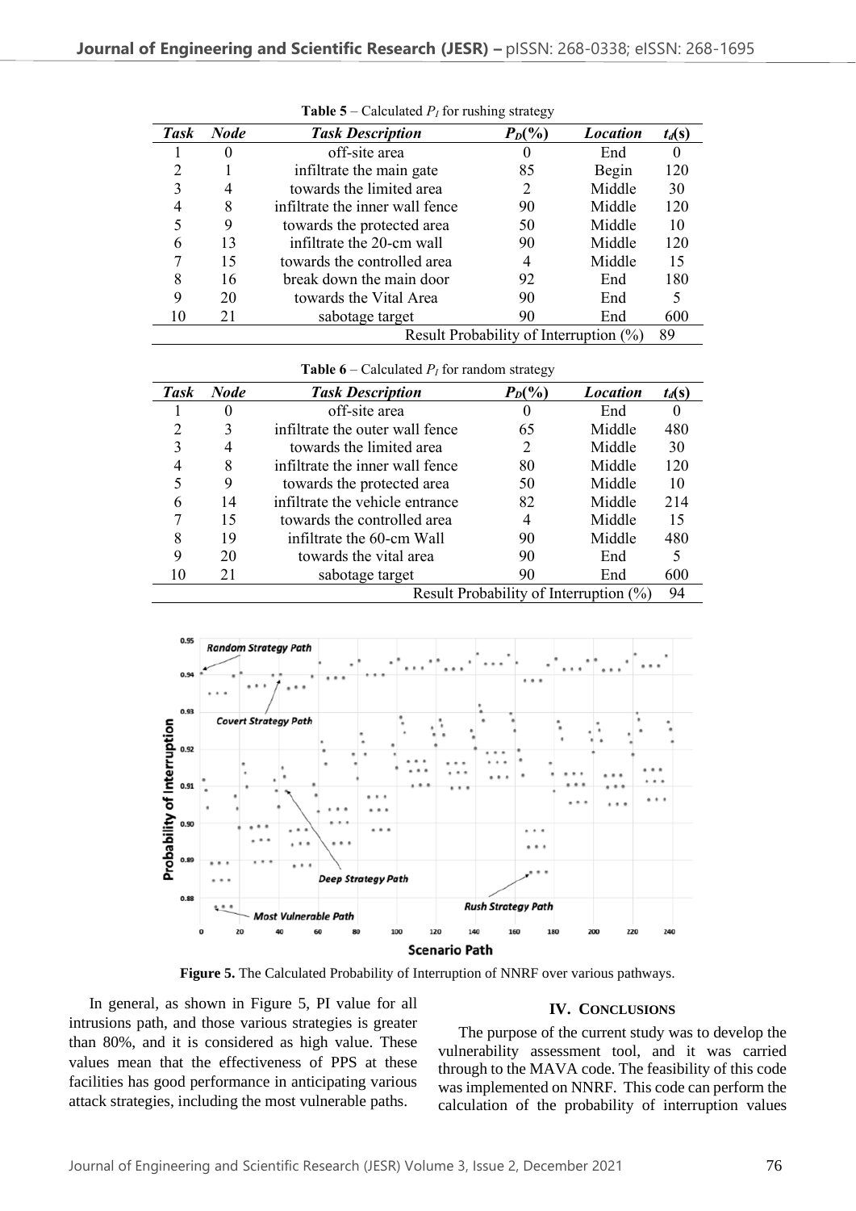**Table 5** – Calculated $P_I$ for rushing strategy

| *Task* | *Node* | *Task Description* | $P_D$(%) | *Location* | $t_d$(s) |
|---|---|---|---|---|---|
| 1 | 0 | off-site area | 0 | End | 0 |
| 2 | 1 | infiltrate the main gate | 85 | Begin | 120 |
| 3 | 4 | towards the limited area | 2 | Middle | 30 |
| 4 | 8 | infiltrate the inner wall fence | 90 | Middle | 120 |
| 5 | 9 | towards the protected area | 50 | Middle | 10 |
| 6 | 13 | infiltrate the 20-cm wall | 90 | Middle | 120 |
| 7 | 15 | towards the controlled area | 4 | Middle | 15 |
| 8 | 16 | break down the main door | 92 | End | 180 |
| 9 | 20 | towards the Vital Area | 90 | End | 5 |
| 10 | 21 | sabotage target | 90 | End | 600 |
| | | Result Probability of Interruption (%) | | | 89 |

**Table 6** – Calculated $P_I$ for random strategy

| *Task* | *Node* | *Task Description* | $P_D$(%) | *Location* | $t_d$(s) |
|---|---|---|---|---|---|
| 1 | 0 | off-site area | 0 | End | 0 |
| 2 | 3 | infiltrate the outer wall fence | 65 | Middle | 480 |
| 3 | 4 | towards the limited area | 2 | Middle | 30 |
| 4 | 8 | infiltrate the inner wall fence | 80 | Middle | 120 |
| 5 | 9 | towards the protected area | 50 | Middle | 10 |
| 6 | 14 | infiltrate the vehicle entrance | 82 | Middle | 214 |
| 7 | 15 | towards the controlled area | 4 | Middle | 15 |
| 8 | 19 | infiltrate the 60-cm Wall | 90 | Middle | 480 |
| 9 | 20 | towards the vital area | 90 | End | 5 |
| 10 | 21 | sabotage target | 90 | End | 600 |
| | | Result Probability of Interruption (%) | | | 94 |

**Figure 5.** The Calculated Probability of Interruption of NNRF over various pathways.

In general, as shown in Figure 5, PI value for all intrusions path, and those various strategies is greater than 80%, and it is considered as high value. These values mean that the effectiveness of PPS at these facilities has good performance in anticipating various attack strategies, including the most vulnerable paths.

## IV. CONCLUSIONS

The purpose of the current study was to develop the vulnerability assessment tool, and it was carried through to the MAVA code. The feasibility of this code was implemented on NNRF. This code can perform the calculation of the probability of interruption values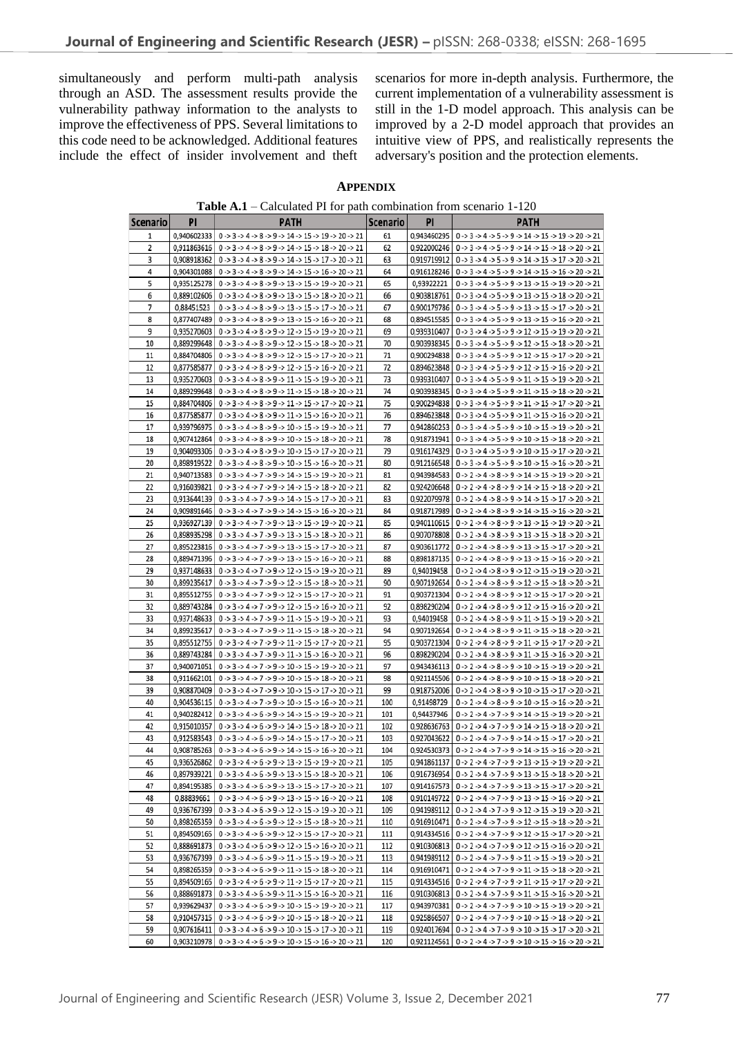simultaneously and perform multi-path analysis through an ASD. The assessment results provide the vulnerability pathway information to the analysts to improve the effectiveness of PPS. Several limitations to this code need to be acknowledged. Additional features include the effect of insider involvement and theft scenarios for more in-depth analysis. Furthermore, the current implementation of a vulnerability assessment is still in the 1-D model approach. This analysis can be improved by a 2-D model approach that provides an intuitive view of PPS, and realistically represents the adversary's position and the protection elements.

## APPENDIX

**Table A.1** – Calculated PI for path combination from scenario 1-120

| Scenario | PI | PATH | Scenario | PI | PATH |
|---|---|---|---|---|---|
| 1 | 0,940602333 | 0 -> 3 -> 4 -> 8 -> 9 -> 14 -> 15 -> 19 -> 20 -> 21 | 61 | 0,943460295 | 0 -> 3 -> 4 -> 5 -> 9 -> 14 -> 15 -> 19 -> 20 -> 21 |
| 2 | 0,911863616 | 0 -> 3 -> 4 -> 8 -> 9 -> 14 -> 15 -> 18 -> 20 -> 21 | 62 | 0,922000246 | 0 -> 3 -> 4 -> 5 -> 9 -> 14 -> 15 -> 18 -> 20 -> 21 |
| 3 | 0,908918362 | 0 -> 3 -> 4 -> 8 -> 9 -> 14 -> 15 -> 17 -> 20 -> 21 | 63 | 0,919719912 | 0 -> 3 -> 4 -> 5 -> 9 -> 14 -> 15 -> 17 -> 20 -> 21 |
| 4 | 0,904301088 | 0 -> 3 -> 4 -> 8 -> 9 -> 14 -> 15 -> 16 -> 20 -> 21 | 64 | 0,916128246 | 0 -> 3 -> 4 -> 5 -> 9 -> 14 -> 15 -> 16 -> 20 -> 21 |
| 5 | 0,935125278 | 0 -> 3 -> 4 -> 8 -> 9 -> 13 -> 15 -> 19 -> 20 -> 21 | 65 | 0,93922221 | 0 -> 3 -> 4 -> 5 -> 9 -> 13 -> 15 -> 19 -> 20 -> 21 |
| 6 | 0,889102606 | 0 -> 3 -> 4 -> 8 -> 9 -> 13 -> 15 -> 18 -> 20 -> 21 | 66 | 0,903818761 | 0 -> 3 -> 4 -> 5 -> 9 -> 13 -> 15 -> 18 -> 20 -> 21 |
| 7 | 0,88451523 | 0 -> 3 -> 4 -> 8 -> 9 -> 13 -> 15 -> 17 -> 20 -> 21 | 67 | 0,900179786 | 0 -> 3 -> 4 -> 5 -> 9 -> 13 -> 15 -> 17 -> 20 -> 21 |
| 8 | 0,877407489 | 0 -> 3 -> 4 -> 8 -> 9 -> 13 -> 15 -> 16 -> 20 -> 21 | 68 | 0,894515585 | 0 -> 3 -> 4 -> 5 -> 9 -> 13 -> 15 -> 16 -> 20 -> 21 |
| 9 | 0,935270603 | 0 -> 3 -> 4 -> 8 -> 9 -> 12 -> 15 -> 19 -> 20 -> 21 | 69 | 0,939310407 | 0 -> 3 -> 4 -> 5 -> 9 -> 12 -> 15 -> 19 -> 20 -> 21 |
| 10 | 0,889299648 | 0 -> 3 -> 4 -> 8 -> 9 -> 12 -> 15 -> 18 -> 20 -> 21 | 70 | 0,903938345 | 0 -> 3 -> 4 -> 5 -> 9 -> 12 -> 15 -> 18 -> 20 -> 21 |
| 11 | 0,884704806 | 0 -> 3 -> 4 -> 8 -> 9 -> 12 -> 15 -> 17 -> 20 -> 21 | 71 | 0,900294838 | 0 -> 3 -> 4 -> 5 -> 9 -> 12 -> 15 -> 17 -> 20 -> 21 |
| 12 | 0,877585877 | 0 -> 3 -> 4 -> 8 -> 9 -> 12 -> 15 -> 16 -> 20 -> 21 | 72 | 0,894623848 | 0 -> 3 -> 4 -> 5 -> 9 -> 12 -> 15 -> 16 -> 20 -> 21 |
| 13 | 0,935270603 | 0 -> 3 -> 4 -> 8 -> 9 -> 11 -> 15 -> 19 -> 20 -> 21 | 73 | 0,939310407 | 0 -> 3 -> 4 -> 5 -> 9 -> 11 -> 15 -> 19 -> 20 -> 21 |
| 14 | 0,889299648 | 0 -> 3 -> 4 -> 8 -> 9 -> 11 -> 15 -> 18 -> 20 -> 21 | 74 | 0,903938345 | 0 -> 3 -> 4 -> 5 -> 9 -> 11 -> 15 -> 18 -> 20 -> 21 |
| 15 | 0,884704806 | 0 -> 3 -> 4 -> 8 -> 9 -> 11 -> 15 -> 17 -> 20 -> 21 | 75 | 0,900294838 | 0 -> 3 -> 4 -> 5 -> 9 -> 11 -> 15 -> 17 -> 20 -> 21 |
| 16 | 0,877585877 | 0 -> 3 -> 4 -> 8 -> 9 -> 11 -> 15 -> 16 -> 20 -> 21 | 76 | 0,894623848 | 0 -> 3 -> 4 -> 5 -> 9 -> 11 -> 15 -> 16 -> 20 -> 21 |
| 17 | 0,939796975 | 0 -> 3 -> 4 -> 8 -> 9 -> 10 -> 15 -> 19 -> 20 -> 21 | 77 | 0,942860253 | 0 -> 3 -> 4 -> 5 -> 9 -> 10 -> 15 -> 19 -> 20 -> 21 |
| 18 | 0,907412864 | 0 -> 3 -> 4 -> 8 -> 9 -> 10 -> 15 -> 18 -> 20 -> 21 | 78 | 0,918731941 | 0 -> 3 -> 4 -> 5 -> 9 -> 10 -> 15 -> 18 -> 20 -> 21 |
| 19 | 0,904093306 | 0 -> 3 -> 4 -> 8 -> 9 -> 10 -> 15 -> 17 -> 20 -> 21 | 79 | 0,916174329 | 0 -> 3 -> 4 -> 5 -> 9 -> 10 -> 15 -> 17 -> 20 -> 21 |
| 20 | 0,898919522 | 0 -> 3 -> 4 -> 8 -> 9 -> 10 -> 15 -> 16 -> 20 -> 21 | 80 | 0,912166548 | 0 -> 3 -> 4 -> 5 -> 9 -> 10 -> 15 -> 16 -> 20 -> 21 |
| 21 | 0,940713583 | 0 -> 3 -> 4 -> 7 -> 9 -> 14 -> 15 -> 19 -> 20 -> 21 | 81 | 0,943984583 | 0 -> 2 -> 4 -> 8 -> 9 -> 14 -> 15 -> 19 -> 20 -> 21 |
| 22 | 0,916039821 | 0 -> 3 -> 4 -> 7 -> 9 -> 14 -> 15 -> 18 -> 20 -> 21 | 82 | 0,924206648 | 0 -> 2 -> 4 -> 8 -> 9 -> 14 -> 15 -> 18 -> 20 -> 21 |
| 23 | 0,913644139 | 0 -> 3 -> 4 -> 7 -> 9 -> 14 -> 15 -> 17 -> 20 -> 21 | 83 | 0,922079978 | 0 -> 2 -> 4 -> 8 -> 9 -> 14 -> 15 -> 17 -> 20 -> 21 |
| 24 | 0,909891646 | 0 -> 3 -> 4 -> 7 -> 9 -> 14 -> 15 -> 16 -> 20 -> 21 | 84 | 0,918717989 | 0 -> 2 -> 4 -> 8 -> 9 -> 14 -> 15 -> 16 -> 20 -> 21 |
| 25 | 0,936927139 | 0 -> 3 -> 4 -> 7 -> 9 -> 13 -> 15 -> 19 -> 20 -> 21 | 85 | 0,940110615 | 0 -> 2 -> 4 -> 8 -> 9 -> 13 -> 15 -> 19 -> 20 -> 21 |
| 26 | 0,898935298 | 0 -> 3 -> 4 -> 7 -> 9 -> 13 -> 15 -> 18 -> 20 -> 21 | 86 | 0,907078808 | 0 -> 2 -> 4 -> 8 -> 9 -> 13 -> 15 -> 18 -> 20 -> 21 |
| 27 | 0,895223816 | 0 -> 3 -> 4 -> 7 -> 9 -> 13 -> 15 -> 17 -> 20 -> 21 | 87 | 0,903611772 | 0 -> 2 -> 4 -> 8 -> 9 -> 13 -> 15 -> 17 -> 20 -> 21 |
| 28 | 0,889471396 | 0 -> 3 -> 4 -> 7 -> 9 -> 13 -> 15 -> 16 -> 20 -> 21 | 88 | 0,898187135 | 0 -> 2 -> 4 -> 8 -> 9 -> 13 -> 15 -> 16 -> 20 -> 21 |
| 29 | 0,937148633 | 0 -> 3 -> 4 -> 7 -> 9 -> 12 -> 15 -> 19 -> 20 -> 21 | 89 | 0,94019458 | 0 -> 2 -> 4 -> 8 -> 9 -> 12 -> 15 -> 19 -> 20 -> 21 |
| 30 | 0,899235617 | 0 -> 3 -> 4 -> 7 -> 9 -> 12 -> 15 -> 18 -> 20 -> 21 | 90 | 0,907192654 | 0 -> 2 -> 4 -> 8 -> 9 -> 12 -> 15 -> 18 -> 20 -> 21 |
| 31 | 0,895512755 | 0 -> 3 -> 4 -> 7 -> 9 -> 12 -> 15 -> 17 -> 20 -> 21 | 91 | 0,903721304 | 0 -> 2 -> 4 -> 8 -> 9 -> 12 -> 15 -> 17 -> 20 -> 21 |
| 32 | 0,889743284 | 0 -> 3 -> 4 -> 7 -> 9 -> 12 -> 15 -> 16 -> 20 -> 21 | 92 | 0,898290204 | 0 -> 2 -> 4 -> 8 -> 9 -> 12 -> 15 -> 16 -> 20 -> 21 |
| 33 | 0,937148633 | 0 -> 3 -> 4 -> 7 -> 9 -> 11 -> 15 -> 19 -> 20 -> 21 | 93 | 0,94019458 | 0 -> 2 -> 4 -> 8 -> 9 -> 11 -> 15 -> 19 -> 20 -> 21 |
| 34 | 0,899235617 | 0 -> 3 -> 4 -> 7 -> 9 -> 11 -> 15 -> 18 -> 20 -> 21 | 94 | 0,907192654 | 0 -> 2 -> 4 -> 8 -> 9 -> 11 -> 15 -> 18 -> 20 -> 21 |
| 35 | 0,895512755 | 0 -> 3 -> 4 -> 7 -> 9 -> 11 -> 15 -> 17 -> 20 -> 21 | 95 | 0,903721304 | 0 -> 2 -> 4 -> 8 -> 9 -> 11 -> 15 -> 17 -> 20 -> 21 |
| 36 | 0,889743284 | 0 -> 3 -> 4 -> 7 -> 9 -> 11 -> 15 -> 16 -> 20 -> 21 | 96 | 0,898290204 | 0 -> 2 -> 4 -> 8 -> 9 -> 11 -> 15 -> 16 -> 20 -> 21 |
| 37 | 0,940071051 | 0 -> 3 -> 4 -> 7 -> 9 -> 10 -> 15 -> 19 -> 20 -> 21 | 97 | 0,943436113 | 0 -> 2 -> 4 -> 8 -> 9 -> 10 -> 15 -> 19 -> 20 -> 21 |
| 38 | 0,911662101 | 0 -> 3 -> 4 -> 7 -> 9 -> 10 -> 15 -> 18 -> 20 -> 21 | 98 | 0,921145506 | 0 -> 2 -> 4 -> 8 -> 9 -> 10 -> 15 -> 18 -> 20 -> 21 |
| 39 | 0,908870409 | 0 -> 3 -> 4 -> 7 -> 9 -> 10 -> 15 -> 17 -> 20 -> 21 | 99 | 0,918752006 | 0 -> 2 -> 4 -> 8 -> 9 -> 10 -> 15 -> 17 -> 20 -> 21 |
| 40 | 0,904536115 | 0 -> 3 -> 4 -> 7 -> 9 -> 10 -> 15 -> 16 -> 20 -> 21 | 100 | 0,91498729 | 0 -> 2 -> 4 -> 8 -> 9 -> 10 -> 15 -> 16 -> 20 -> 21 |
| 41 | 0,940282412 | 0 -> 3 -> 4 -> 6 -> 9 -> 14 -> 15 -> 19 -> 20 -> 21 | 101 | 0,94437946 | 0 -> 2 -> 4 -> 7 -> 9 -> 14 -> 15 -> 19 -> 20 -> 21 |
| 42 | 0,915010357 | 0 -> 3 -> 4 -> 6 -> 9 -> 14 -> 15 -> 18 -> 20 -> 21 | 102 | 0,928636763 | 0 -> 2 -> 4 -> 7 -> 9 -> 14 -> 15 -> 18 -> 20 -> 21 |
| 43 | 0,912583543 | 0 -> 3 -> 4 -> 6 -> 9 -> 14 -> 15 -> 17 -> 20 -> 21 | 103 | 0,927043622 | 0 -> 2 -> 4 -> 7 -> 9 -> 14 -> 15 -> 17 -> 20 -> 21 |
| 44 | 0,908785263 | 0 -> 3 -> 4 -> 6 -> 9 -> 14 -> 15 -> 16 -> 20 -> 21 | 104 | 0,924530373 | 0 -> 2 -> 4 -> 7 -> 9 -> 14 -> 15 -> 16 -> 20 -> 21 |
| 45 | 0,936526862 | 0 -> 3 -> 4 -> 6 -> 9 -> 13 -> 15 -> 19 -> 20 -> 21 | 105 | 0,941861137 | 0 -> 2 -> 4 -> 7 -> 9 -> 13 -> 15 -> 19 -> 20 -> 21 |
| 46 | 0,897939221 | 0 -> 3 -> 4 -> 6 -> 9 -> 13 -> 15 -> 18 -> 20 -> 21 | 106 | 0,916736954 | 0 -> 2 -> 4 -> 7 -> 9 -> 13 -> 15 -> 18 -> 20 -> 21 |
| 47 | 0,894195385 | 0 -> 3 -> 4 -> 6 -> 9 -> 13 -> 15 -> 17 -> 20 -> 21 | 107 | 0,914167573 | 0 -> 2 -> 4 -> 7 -> 9 -> 13 -> 15 -> 17 -> 20 -> 21 |
| 48 | 0,88839661 | 0 -> 3 -> 4 -> 6 -> 9 -> 13 -> 15 -> 16 -> 20 -> 21 | 108 | 0,910149722 | 0 -> 2 -> 4 -> 7 -> 9 -> 13 -> 15 -> 16 -> 20 -> 21 |
| 49 | 0,936767399 | 0 -> 3 -> 4 -> 6 -> 9 -> 12 -> 15 -> 19 -> 20 -> 21 | 109 | 0,941989112 | 0 -> 2 -> 4 -> 7 -> 9 -> 12 -> 15 -> 19 -> 20 -> 21 |
| 50 | 0,898265359 | 0 -> 3 -> 4 -> 6 -> 9 -> 12 -> 15 -> 18 -> 20 -> 21 | 110 | 0,916910471 | 0 -> 2 -> 4 -> 7 -> 9 -> 12 -> 15 -> 18 -> 20 -> 21 |
| 51 | 0,894509165 | 0 -> 3 -> 4 -> 6 -> 9 -> 12 -> 15 -> 17 -> 20 -> 21 | 111 | 0,914334516 | 0 -> 2 -> 4 -> 7 -> 9 -> 12 -> 15 -> 17 -> 20 -> 21 |
| 52 | 0,888691873 | 0 -> 3 -> 4 -> 6 -> 9 -> 12 -> 15 -> 16 -> 20 -> 21 | 112 | 0,910306813 | 0 -> 2 -> 4 -> 7 -> 9 -> 12 -> 15 -> 16 -> 20 -> 21 |
| 53 | 0,936767399 | 0 -> 3 -> 4 -> 6 -> 9 -> 11 -> 15 -> 19 -> 20 -> 21 | 113 | 0,941989112 | 0 -> 2 -> 4 -> 7 -> 9 -> 11 -> 15 -> 19 -> 20 -> 21 |
| 54 | 0,898265359 | 0 -> 3 -> 4 -> 6 -> 9 -> 11 -> 15 -> 18 -> 20 -> 21 | 114 | 0,916910471 | 0 -> 2 -> 4 -> 7 -> 9 -> 11 -> 15 -> 18 -> 20 -> 21 |
| 55 | 0,894509165 | 0 -> 3 -> 4 -> 6 -> 9 -> 11 -> 15 -> 17 -> 20 -> 21 | 115 | 0,914334516 | 0 -> 2 -> 4 -> 7 -> 9 -> 11 -> 15 -> 17 -> 20 -> 21 |
| 56 | 0,888691873 | 0 -> 3 -> 4 -> 6 -> 9 -> 11 -> 15 -> 16 -> 20 -> 21 | 116 | 0,910306813 | 0 -> 2 -> 4 -> 7 -> 9 -> 11 -> 15 -> 16 -> 20 -> 21 |
| 57 | 0,939629437 | 0 -> 3 -> 4 -> 6 -> 9 -> 10 -> 15 -> 19 -> 20 -> 21 | 117 | 0,943970381 | 0 -> 2 -> 4 -> 7 -> 9 -> 10 -> 15 -> 19 -> 20 -> 21 |
| 58 | 0,910457315 | 0 -> 3 -> 4 -> 6 -> 9 -> 10 -> 15 -> 18 -> 20 -> 21 | 118 | 0,925866507 | 0 -> 2 -> 4 -> 7 -> 9 -> 10 -> 15 -> 18 -> 20 -> 21 |
| 59 | 0,907616411 | 0 -> 3 -> 4 -> 6 -> 9 -> 10 -> 15 -> 17 -> 20 -> 21 | 119 | 0,924017694 | 0 -> 2 -> 4 -> 7 -> 9 -> 10 -> 15 -> 17 -> 20 -> 21 |
| 60 | 0,903210978 | 0 -> 3 -> 4 -> 6 -> 9 -> 10 -> 15 -> 16 -> 20 -> 21 | 120 | 0,921124561 | 0 -> 2 -> 4 -> 7 -> 9 -> 10 -> 15 -> 16 -> 20 -> 21 |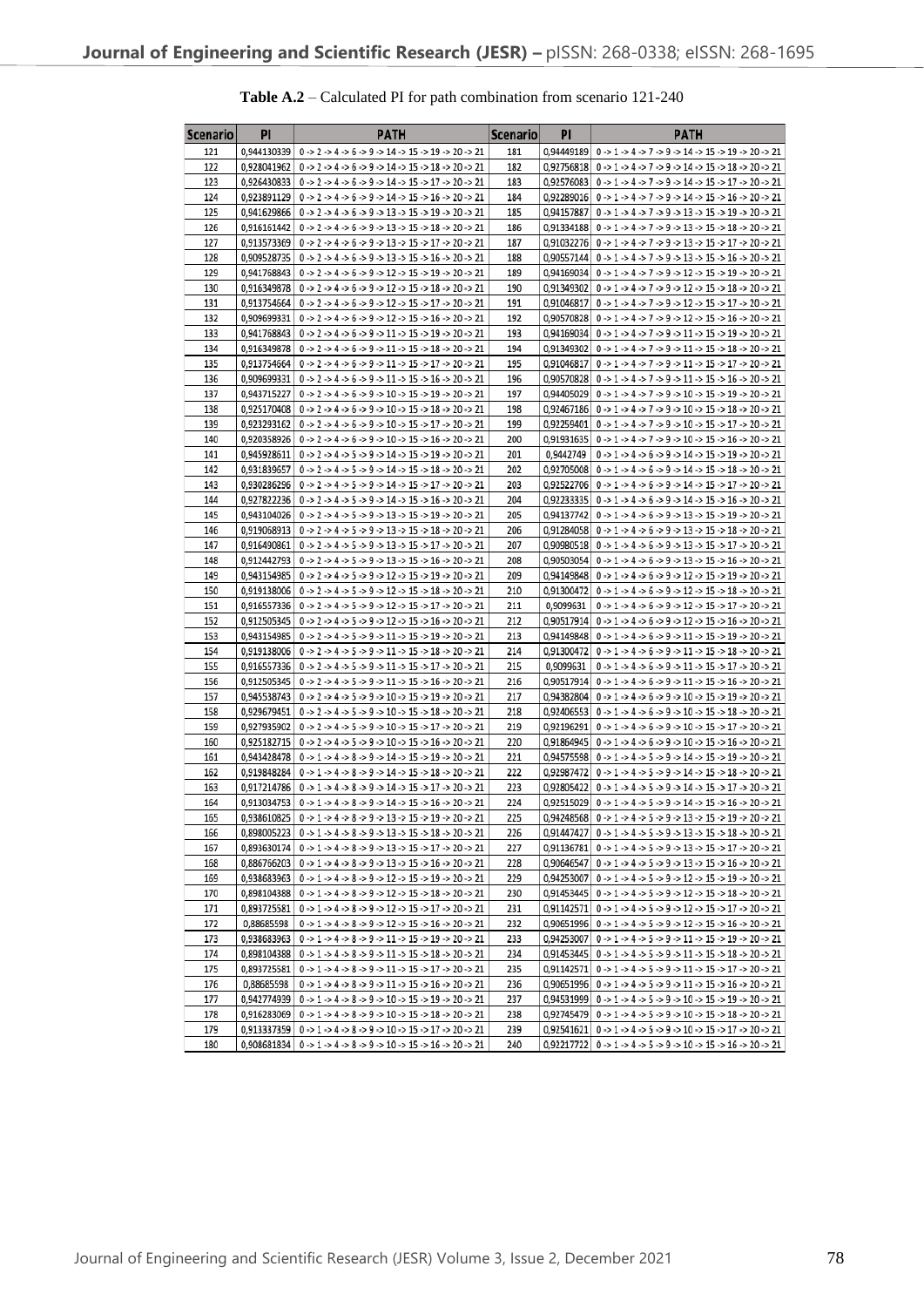**Table A.2** – Calculated PI for path combination from scenario 121-240

| Scenario | PI | PATH | Scenario | PI | PATH |
|---|---|---|---|---|---|
| 121 | 0,944130339 | 0 -> 2 -> 4 -> 6 -> 9 -> 14 -> 15 -> 19 -> 20 -> 21 | 181 | 0,94449189 | 0 -> 1 -> 4 -> 7 -> 9 -> 14 -> 15 -> 19 -> 20 -> 21 |
| 122 | 0,928041962 | 0 -> 2 -> 4 -> 6 -> 9 -> 14 -> 15 -> 18 -> 20 -> 21 | 182 | 0,92756818 | 0 -> 1 -> 4 -> 7 -> 9 -> 14 -> 15 -> 18 -> 20 -> 21 |
| 123 | 0,926430833 | 0 -> 2 -> 4 -> 6 -> 9 -> 14 -> 15 -> 17 -> 20 -> 21 | 183 | 0,92576083 | 0 -> 1 -> 4 -> 7 -> 9 -> 14 -> 15 -> 17 -> 20 -> 21 |
| 124 | 0,923891129 | 0 -> 2 -> 4 -> 6 -> 9 -> 14 -> 15 -> 16 -> 20 -> 21 | 184 | 0,92289016 | 0 -> 1 -> 4 -> 7 -> 9 -> 14 -> 15 -> 16 -> 20 -> 21 |
| 125 | 0,941629866 | 0 -> 2 -> 4 -> 6 -> 9 -> 13 -> 15 -> 19 -> 20 -> 21 | 185 | 0,94157887 | 0 -> 1 -> 4 -> 7 -> 9 -> 13 -> 15 -> 19 -> 20 -> 21 |
| 126 | 0,916161442 | 0 -> 2 -> 4 -> 6 -> 9 -> 13 -> 15 -> 18 -> 20 -> 21 | 186 | 0,91334188 | 0 -> 1 -> 4 -> 7 -> 9 -> 13 -> 15 -> 18 -> 20 -> 21 |
| 127 | 0,913573369 | 0 -> 2 -> 4 -> 6 -> 9 -> 13 -> 15 -> 17 -> 20 -> 21 | 187 | 0,91032276 | 0 -> 1 -> 4 -> 7 -> 9 -> 13 -> 15 -> 17 -> 20 -> 21 |
| 128 | 0,909528735 | 0 -> 2 -> 4 -> 6 -> 9 -> 13 -> 15 -> 16 -> 20 -> 21 | 188 | 0,90557144 | 0 -> 1 -> 4 -> 7 -> 9 -> 13 -> 15 -> 16 -> 20 -> 21 |
| 129 | 0,941768843 | 0 -> 2 -> 4 -> 6 -> 9 -> 12 -> 15 -> 19 -> 20 -> 21 | 189 | 0,94169034 | 0 -> 1 -> 4 -> 7 -> 9 -> 12 -> 15 -> 19 -> 20 -> 21 |
| 130 | 0,916349878 | 0 -> 2 -> 4 -> 6 -> 9 -> 12 -> 15 -> 18 -> 20 -> 21 | 190 | 0,91349302 | 0 -> 1 -> 4 -> 7 -> 9 -> 12 -> 15 -> 18 -> 20 -> 21 |
| 131 | 0,913754664 | 0 -> 2 -> 4 -> 6 -> 9 -> 12 -> 15 -> 17 -> 20 -> 21 | 191 | 0,91046817 | 0 -> 1 -> 4 -> 7 -> 9 -> 12 -> 15 -> 17 -> 20 -> 21 |
| 132 | 0,909699331 | 0 -> 2 -> 4 -> 6 -> 9 -> 12 -> 15 -> 16 -> 20 -> 21 | 192 | 0,90570828 | 0 -> 1 -> 4 -> 7 -> 9 -> 12 -> 15 -> 16 -> 20 -> 21 |
| 133 | 0,941768843 | 0 -> 2 -> 4 -> 6 -> 9 -> 11 -> 15 -> 19 -> 20 -> 21 | 193 | 0,94169034 | 0 -> 1 -> 4 -> 7 -> 9 -> 11 -> 15 -> 19 -> 20 -> 21 |
| 134 | 0,916349878 | 0 -> 2 -> 4 -> 6 -> 9 -> 11 -> 15 -> 18 -> 20 -> 21 | 194 | 0,91349302 | 0 -> 1 -> 4 -> 7 -> 9 -> 11 -> 15 -> 18 -> 20 -> 21 |
| 135 | 0,913754664 | 0 -> 2 -> 4 -> 6 -> 9 -> 11 -> 15 -> 17 -> 20 -> 21 | 195 | 0,91046817 | 0 -> 1 -> 4 -> 7 -> 9 -> 11 -> 15 -> 17 -> 20 -> 21 |
| 136 | 0,909699331 | 0 -> 2 -> 4 -> 6 -> 9 -> 11 -> 15 -> 16 -> 20 -> 21 | 196 | 0,90570828 | 0 -> 1 -> 4 -> 7 -> 9 -> 11 -> 15 -> 16 -> 20 -> 21 |
| 137 | 0,943715227 | 0 -> 2 -> 4 -> 6 -> 9 -> 10 -> 15 -> 19 -> 20 -> 21 | 197 | 0,94405029 | 0 -> 1 -> 4 -> 7 -> 9 -> 10 -> 15 -> 19 -> 20 -> 21 |
| 138 | 0,925170408 | 0 -> 2 -> 4 -> 6 -> 9 -> 10 -> 15 -> 18 -> 20 -> 21 | 198 | 0,92467186 | 0 -> 1 -> 4 -> 7 -> 9 -> 10 -> 15 -> 18 -> 20 -> 21 |
| 139 | 0,923293162 | 0 -> 2 -> 4 -> 6 -> 9 -> 10 -> 15 -> 17 -> 20 -> 21 | 199 | 0,92259401 | 0 -> 1 -> 4 -> 7 -> 9 -> 10 -> 15 -> 17 -> 20 -> 21 |
| 140 | 0,920358926 | 0 -> 2 -> 4 -> 6 -> 9 -> 10 -> 15 -> 16 -> 20 -> 21 | 200 | 0,91931635 | 0 -> 1 -> 4 -> 7 -> 9 -> 10 -> 15 -> 16 -> 20 -> 21 |
| 141 | 0,945928611 | 0 -> 2 -> 4 -> 5 -> 9 -> 14 -> 15 -> 19 -> 20 -> 21 | 201 | 0,9442749 | 0 -> 1 -> 4 -> 6 -> 9 -> 14 -> 15 -> 19 -> 20 -> 21 |
| 142 | 0,931839657 | 0 -> 2 -> 4 -> 5 -> 9 -> 14 -> 15 -> 18 -> 20 -> 21 | 202 | 0,92705008 | 0 -> 1 -> 4 -> 6 -> 9 -> 14 -> 15 -> 18 -> 20 -> 21 |
| 143 | 0,930286296 | 0 -> 2 -> 4 -> 5 -> 9 -> 14 -> 15 -> 17 -> 20 -> 21 | 203 | 0,92522706 | 0 -> 1 -> 4 -> 6 -> 9 -> 14 -> 15 -> 17 -> 20 -> 21 |
| 144 | 0,927822236 | 0 -> 2 -> 4 -> 5 -> 9 -> 14 -> 15 -> 16 -> 20 -> 21 | 204 | 0,92233335 | 0 -> 1 -> 4 -> 6 -> 9 -> 14 -> 15 -> 16 -> 20 -> 21 |
| 145 | 0,943104026 | 0 -> 2 -> 4 -> 5 -> 9 -> 13 -> 15 -> 19 -> 20 -> 21 | 205 | 0,94137742 | 0 -> 1 -> 4 -> 6 -> 9 -> 13 -> 15 -> 19 -> 20 -> 21 |
| 146 | 0,919068913 | 0 -> 2 -> 4 -> 5 -> 9 -> 13 -> 15 -> 18 -> 20 -> 21 | 206 | 0,91284058 | 0 -> 1 -> 4 -> 6 -> 9 -> 13 -> 15 -> 18 -> 20 -> 21 |
| 147 | 0,916490861 | 0 -> 2 -> 4 -> 5 -> 9 -> 13 -> 15 -> 17 -> 20 -> 21 | 207 | 0,90980518 | 0 -> 1 -> 4 -> 6 -> 9 -> 13 -> 15 -> 17 -> 20 -> 21 |
| 148 | 0,912442793 | 0 -> 2 -> 4 -> 5 -> 9 -> 13 -> 15 -> 16 -> 20 -> 21 | 208 | 0,90503054 | 0 -> 1 -> 4 -> 6 -> 9 -> 13 -> 15 -> 16 -> 20 -> 21 |
| 149 | 0,943154985 | 0 -> 2 -> 4 -> 5 -> 9 -> 12 -> 15 -> 19 -> 20 -> 21 | 209 | 0,94149848 | 0 -> 1 -> 4 -> 6 -> 9 -> 12 -> 15 -> 19 -> 20 -> 21 |
| 150 | 0,919138006 | 0 -> 2 -> 4 -> 5 -> 9 -> 12 -> 15 -> 18 -> 20 -> 21 | 210 | 0,91300472 | 0 -> 1 -> 4 -> 6 -> 9 -> 12 -> 15 -> 18 -> 20 -> 21 |
| 151 | 0,916557336 | 0 -> 2 -> 4 -> 5 -> 9 -> 12 -> 15 -> 17 -> 20 -> 21 | 211 | 0,9099631 | 0 -> 1 -> 4 -> 6 -> 9 -> 12 -> 15 -> 17 -> 20 -> 21 |
| 152 | 0,912505345 | 0 -> 2 -> 4 -> 5 -> 9 -> 12 -> 15 -> 16 -> 20 -> 21 | 212 | 0,90517914 | 0 -> 1 -> 4 -> 6 -> 9 -> 12 -> 15 -> 16 -> 20 -> 21 |
| 153 | 0,943154985 | 0 -> 2 -> 4 -> 5 -> 9 -> 11 -> 15 -> 19 -> 20 -> 21 | 213 | 0,94149848 | 0 -> 1 -> 4 -> 6 -> 9 -> 11 -> 15 -> 19 -> 20 -> 21 |
| 154 | 0,919138006 | 0 -> 2 -> 4 -> 5 -> 9 -> 11 -> 15 -> 18 -> 20 -> 21 | 214 | 0,91300472 | 0 -> 1 -> 4 -> 6 -> 9 -> 11 -> 15 -> 18 -> 20 -> 21 |
| 155 | 0,916557336 | 0 -> 2 -> 4 -> 5 -> 9 -> 11 -> 15 -> 17 -> 20 -> 21 | 215 | 0,9099631 | 0 -> 1 -> 4 -> 6 -> 9 -> 11 -> 15 -> 17 -> 20 -> 21 |
| 156 | 0,912505345 | 0 -> 2 -> 4 -> 5 -> 9 -> 11 -> 15 -> 16 -> 20 -> 21 | 216 | 0,90517914 | 0 -> 1 -> 4 -> 6 -> 9 -> 11 -> 15 -> 16 -> 20 -> 21 |
| 157 | 0,945538743 | 0 -> 2 -> 4 -> 5 -> 9 -> 10 -> 15 -> 19 -> 20 -> 21 | 217 | 0,94382804 | 0 -> 1 -> 4 -> 6 -> 9 -> 10 -> 15 -> 19 -> 20 -> 21 |
| 158 | 0,929679451 | 0 -> 2 -> 4 -> 5 -> 9 -> 10 -> 15 -> 18 -> 20 -> 21 | 218 | 0,92406553 | 0 -> 1 -> 4 -> 6 -> 9 -> 10 -> 15 -> 18 -> 20 -> 21 |
| 159 | 0,927935902 | 0 -> 2 -> 4 -> 5 -> 9 -> 10 -> 15 -> 17 -> 20 -> 21 | 219 | 0,92196291 | 0 -> 1 -> 4 -> 6 -> 9 -> 10 -> 15 -> 17 -> 20 -> 21 |
| 160 | 0,925182715 | 0 -> 2 -> 4 -> 5 -> 9 -> 10 -> 15 -> 16 -> 20 -> 21 | 220 | 0,91864945 | 0 -> 1 -> 4 -> 6 -> 9 -> 10 -> 15 -> 16 -> 20 -> 21 |
| 161 | 0,943428478 | 0 -> 1 -> 4 -> 8 -> 9 -> 14 -> 15 -> 19 -> 20 -> 21 | 221 | 0,94575598 | 0 -> 1 -> 4 -> 5 -> 9 -> 14 -> 15 -> 19 -> 20 -> 21 |
| 162 | 0,919848284 | 0 -> 1 -> 4 -> 8 -> 9 -> 14 -> 15 -> 18 -> 20 -> 21 | 222 | 0,92987472 | 0 -> 1 -> 4 -> 5 -> 9 -> 14 -> 15 -> 18 -> 20 -> 21 |
| 163 | 0,917214786 | 0 -> 1 -> 4 -> 8 -> 9 -> 14 -> 15 -> 17 -> 20 -> 21 | 223 | 0,92805422 | 0 -> 1 -> 4 -> 5 -> 9 -> 14 -> 15 -> 17 -> 20 -> 21 |
| 164 | 0,913034753 | 0 -> 1 -> 4 -> 8 -> 9 -> 14 -> 15 -> 16 -> 20 -> 21 | 224 | 0,92515029 | 0 -> 1 -> 4 -> 5 -> 9 -> 14 -> 15 -> 16 -> 20 -> 21 |
| 165 | 0,938610825 | 0 -> 1 -> 4 -> 8 -> 9 -> 13 -> 15 -> 19 -> 20 -> 21 | 225 | 0,94248568 | 0 -> 1 -> 4 -> 5 -> 9 -> 13 -> 15 -> 19 -> 20 -> 21 |
| 166 | 0,898005223 | 0 -> 1 -> 4 -> 8 -> 9 -> 13 -> 15 -> 18 -> 20 -> 21 | 226 | 0,91447427 | 0 -> 1 -> 4 -> 5 -> 9 -> 13 -> 15 -> 18 -> 20 -> 21 |
| 167 | 0,893630174 | 0 -> 1 -> 4 -> 8 -> 9 -> 13 -> 15 -> 17 -> 20 -> 21 | 227 | 0,91136781 | 0 -> 1 -> 4 -> 5 -> 9 -> 13 -> 15 -> 17 -> 20 -> 21 |
| 168 | 0,886766203 | 0 -> 1 -> 4 -> 8 -> 9 -> 13 -> 15 -> 16 -> 20 -> 21 | 228 | 0,90646547 | 0 -> 1 -> 4 -> 5 -> 9 -> 13 -> 15 -> 16 -> 20 -> 21 |
| 169 | 0,938683963 | 0 -> 1 -> 4 -> 8 -> 9 -> 12 -> 15 -> 19 -> 20 -> 21 | 229 | 0,94253007 | 0 -> 1 -> 4 -> 5 -> 9 -> 12 -> 15 -> 19 -> 20 -> 21 |
| 170 | 0,898104388 | 0 -> 1 -> 4 -> 8 -> 9 -> 12 -> 15 -> 18 -> 20 -> 21 | 230 | 0,91453445 | 0 -> 1 -> 4 -> 5 -> 9 -> 12 -> 15 -> 18 -> 20 -> 21 |
| 171 | 0,893725581 | 0 -> 1 -> 4 -> 8 -> 9 -> 12 -> 15 -> 17 -> 20 -> 21 | 231 | 0,91142571 | 0 -> 1 -> 4 -> 5 -> 9 -> 12 -> 15 -> 17 -> 20 -> 21 |
| 172 | 0,88685598 | 0 -> 1 -> 4 -> 8 -> 9 -> 12 -> 15 -> 16 -> 20 -> 21 | 232 | 0,90651996 | 0 -> 1 -> 4 -> 5 -> 9 -> 12 -> 15 -> 16 -> 20 -> 21 |
| 173 | 0,938683963 | 0 -> 1 -> 4 -> 8 -> 9 -> 11 -> 15 -> 19 -> 20 -> 21 | 233 | 0,94253007 | 0 -> 1 -> 4 -> 5 -> 9 -> 11 -> 15 -> 19 -> 20 -> 21 |
| 174 | 0,898104388 | 0 -> 1 -> 4 -> 8 -> 9 -> 11 -> 15 -> 18 -> 20 -> 21 | 234 | 0,91453445 | 0 -> 1 -> 4 -> 5 -> 9 -> 11 -> 15 -> 18 -> 20 -> 21 |
| 175 | 0,893725581 | 0 -> 1 -> 4 -> 8 -> 9 -> 11 -> 15 -> 17 -> 20 -> 21 | 235 | 0,91142571 | 0 -> 1 -> 4 -> 5 -> 9 -> 11 -> 15 -> 17 -> 20 -> 21 |
| 176 | 0,88685598 | 0 -> 1 -> 4 -> 8 -> 9 -> 11 -> 15 -> 16 -> 20 -> 21 | 236 | 0,90651996 | 0 -> 1 -> 4 -> 5 -> 9 -> 11 -> 15 -> 16 -> 20 -> 21 |
| 177 | 0,942774939 | 0 -> 1 -> 4 -> 8 -> 9 -> 10 -> 15 -> 19 -> 20 -> 21 | 237 | 0,94531999 | 0 -> 1 -> 4 -> 5 -> 9 -> 10 -> 15 -> 19 -> 20 -> 21 |
| 178 | 0,916283069 | 0 -> 1 -> 4 -> 8 -> 9 -> 10 -> 15 -> 18 -> 20 -> 21 | 238 | 0,92745479 | 0 -> 1 -> 4 -> 5 -> 9 -> 10 -> 15 -> 18 -> 20 -> 21 |
| 179 | 0,913337359 | 0 -> 1 -> 4 -> 8 -> 9 -> 10 -> 15 -> 17 -> 20 -> 21 | 239 | 0,92541621 | 0 -> 1 -> 4 -> 5 -> 9 -> 10 -> 15 -> 17 -> 20 -> 21 |
| 180 | 0,908681834 | 0 -> 1 -> 4 -> 8 -> 9 -> 10 -> 15 -> 16 -> 20 -> 21 | 240 | 0,92217722 | 0 -> 1 -> 4 -> 5 -> 9 -> 10 -> 15 -> 16 -> 20 -> 21 |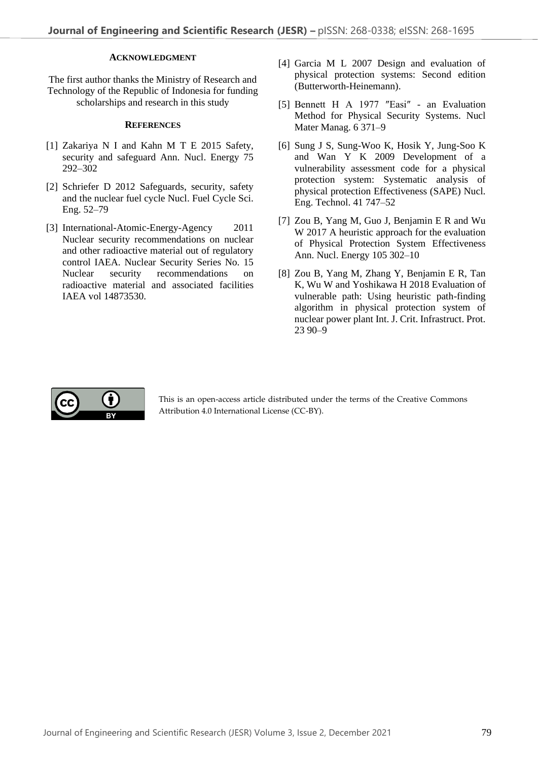## ACKNOWLEDGMENT

The first author thanks the Ministry of Research and Technology of the Republic of Indonesia for funding scholarships and research in this study

## REFERENCES

[1] Zakariya N I and Kahn M T E 2015 Safety, security and safeguard Ann. Nucl. Energy 75 292–302

[2] Schriefer D 2012 Safeguards, security, safety and the nuclear fuel cycle Nucl. Fuel Cycle Sci. Eng. 52–79

[3] International-Atomic-Energy-Agency 2011 Nuclear security recommendations on nuclear and other radioactive material out of regulatory control IAEA. Nuclear Security Series No. 15 Nuclear security recommendations on radioactive material and associated facilities IAEA vol 14873530.

[4] Garcia M L 2007 Design and evaluation of physical protection systems: Second edition (Butterworth-Heinemann).

[5] Bennett H A 1977 ″Easi″ - an Evaluation Method for Physical Security Systems. Nucl Mater Manag. 6 371–9

[6] Sung J S, Sung-Woo K, Hosik Y, Jung-Soo K and Wan Y K 2009 Development of a vulnerability assessment code for a physical protection system: Systematic analysis of physical protection Effectiveness (SAPE) Nucl. Eng. Technol. 41 747–52

[7] Zou B, Yang M, Guo J, Benjamin E R and Wu W 2017 A heuristic approach for the evaluation of Physical Protection System Effectiveness Ann. Nucl. Energy 105 302–10

[8] Zou B, Yang M, Zhang Y, Benjamin E R, Tan K, Wu W and Yoshikawa H 2018 Evaluation of vulnerable path: Using heuristic path-finding algorithm in physical protection system of nuclear power plant Int. J. Crit. Infrastruct. Prot. 23 90–9

This is an open-access article distributed under the terms of the Creative Commons Attribution 4.0 International License (CC-BY).